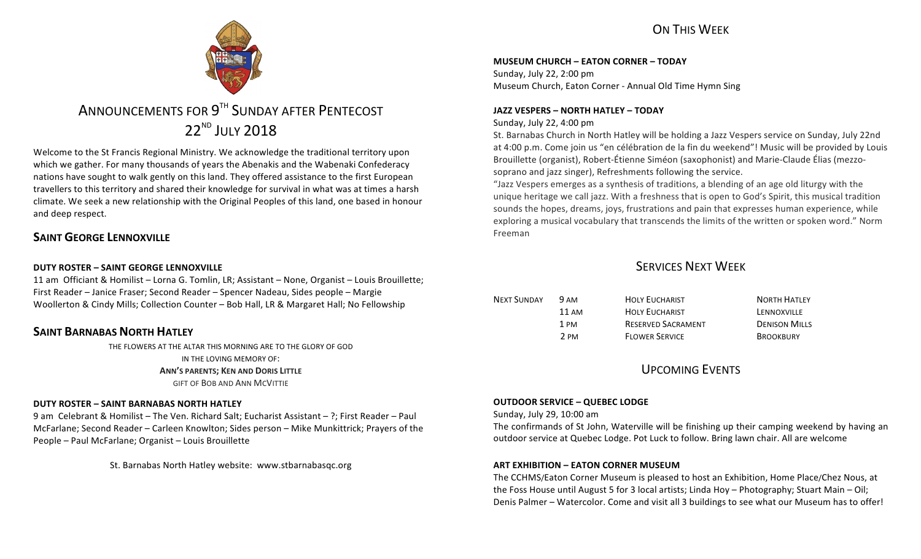# ANNOUNCEMENTS FOR 9TH SUNDAY AFTER PENTECOST 22ND JULY 2018

Welcome to the St Francis Regional Ministry. We acknowledge the traditional territory upon which we gather. For many thousands of years the Abenakis and the Wabenaki Confederacy nations have sought to walk gently on this land. They offered assistance to the first European travellers to this territory and shared their knowledge for survival in what was at times a harsh climate. We seek a new relationship with the Original Peoples of this land, one based in honour and deep respect.

## SAINT GEORGE LENNOXVILLE

**DUTY ROSTER – SAINT GEORGE LENNOXVILLE**

11 am Officiant & Homilist – Lorna G. Tomlin, LR; Assistant – None, Organist – Louis Brouillette; First Reader – Janice Fraser; Second Reader – Spencer Nadeau, Sides people – Margie Woollerton & Cindy Mills; Collection Counter – Bob Hall, LR & Margaret Hall; No Fellowship

## SAINT BARNABAS NORTH HATLEY

THE FLOWERS AT THE ALTAR THIS MORNING ARE TO THE GLORY OF GOD
IN THE LOVING MEMORY OF:
**ANN'S PARENTS; KEN AND DORIS LITTLE**
GIFT OF BOB AND ANN MCVITTIE

**DUTY ROSTER – SAINT BARNABAS NORTH HATLEY**

9 am Celebrant & Homilist – The Ven. Richard Salt; Eucharist Assistant – ?; First Reader – Paul McFarlane; Second Reader – Carleen Knowlton; Sides person – Mike Munkittrick; Prayers of the People – Paul McFarlane; Organist – Louis Brouillette

St. Barnabas North Hatley website: www.stbarnabasqc.org

## ON THIS WEEK

**MUSEUM CHURCH – EATON CORNER – TODAY**

Sunday, July 22, 2:00 pm
Museum Church, Eaton Corner - Annual Old Time Hymn Sing

**JAZZ VESPERS – NORTH HATLEY – TODAY**

Sunday, July 22, 4:00 pm
St. Barnabas Church in North Hatley will be holding a Jazz Vespers service on Sunday, July 22nd at 4:00 p.m. Come join us "en célébration de la fin du weekend"! Music will be provided by Louis Brouillette (organist), Robert-Étienne Siméon (saxophonist) and Marie-Claude Élias (mezzo-soprano and jazz singer), Refreshments following the service.

"Jazz Vespers emerges as a synthesis of traditions, a blending of an age old liturgy with the unique heritage we call jazz. With a freshness that is open to God's Spirit, this musical tradition sounds the hopes, dreams, joys, frustrations and pain that expresses human experience, while exploring a musical vocabulary that transcends the limits of the written or spoken word." Norm Freeman

## SERVICES NEXT WEEK

| | | | |
|---|---|---|---|
| NEXT SUNDAY | 9 AM | HOLY EUCHARIST | NORTH HATLEY |
| | 11 AM | HOLY EUCHARIST | LENNOXVILLE |
| | 1 PM | RESERVED SACRAMENT | DENISON MILLS |
| | 2 PM | FLOWER SERVICE | BROOKBURY |

## UPCOMING EVENTS

**OUTDOOR SERVICE – QUEBEC LODGE**

Sunday, July 29, 10:00 am
The confirmands of St John, Waterville will be finishing up their camping weekend by having an outdoor service at Quebec Lodge. Pot Luck to follow. Bring lawn chair. All are welcome

**ART EXHIBITION – EATON CORNER MUSEUM**

The CCHMS/Eaton Corner Museum is pleased to host an Exhibition, Home Place/Chez Nous, at the Foss House until August 5 for 3 local artists; Linda Hoy – Photography; Stuart Main – Oil; Denis Palmer – Watercolor. Come and visit all 3 buildings to see what our Museum has to offer!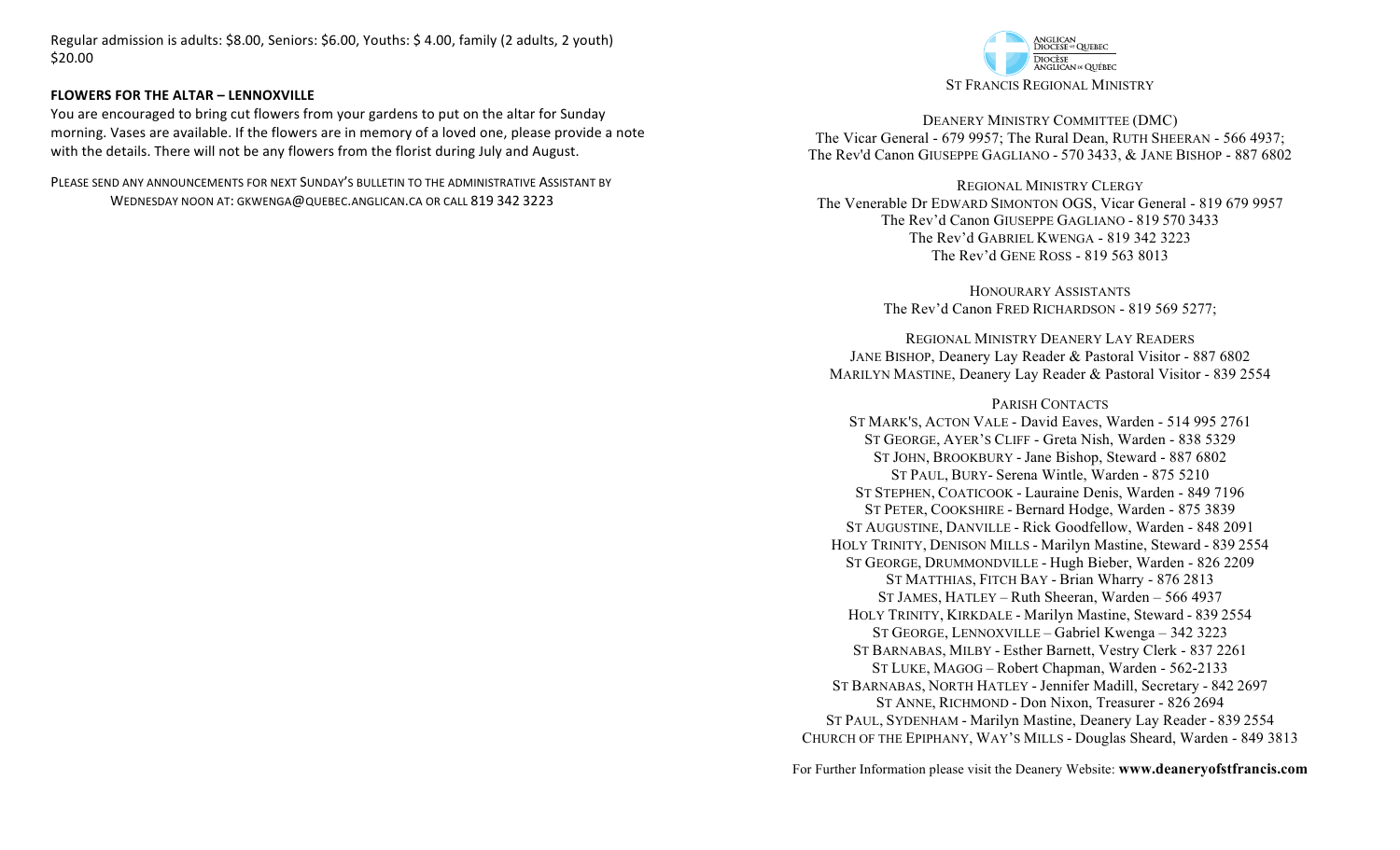Regular admission is adults: $8.00, Seniors: $6.00, Youths: $ 4.00, family (2 adults, 2 youth) $20.00

**FLOWERS FOR THE ALTAR – LENNOXVILLE**

You are encouraged to bring cut flowers from your gardens to put on the altar for Sunday morning. Vases are available. If the flowers are in memory of a loved one, please provide a note with the details. There will not be any flowers from the florist during July and August.

PLEASE SEND ANY ANNOUNCEMENTS FOR NEXT SUNDAY'S BULLETIN TO THE ADMINISTRATIVE ASSISTANT BY WEDNESDAY NOON AT: GKWENGA@QUEBEC.ANGLICAN.CA OR CALL 819 342 3223

ANGLICAN DIOCESE OF QUEBEC
DIOCÈSE ANGLICAN DE QUÉBEC

ST FRANCIS REGIONAL MINISTRY

DEANERY MINISTRY COMMITTEE (DMC)

The Vicar General - 679 9957; The Rural Dean, RUTH SHEERAN - 566 4937;
The Rev'd Canon GIUSEPPE GAGLIANO - 570 3433, & JANE BISHOP - 887 6802

REGIONAL MINISTRY CLERGY

The Venerable Dr EDWARD SIMONTON OGS, Vicar General - 819 679 9957
The Rev'd Canon GIUSEPPE GAGLIANO - 819 570 3433
The Rev'd GABRIEL KWENGA - 819 342 3223
The Rev'd GENE ROSS - 819 563 8013

HONOURARY ASSISTANTS

The Rev'd Canon FRED RICHARDSON - 819 569 5277;

REGIONAL MINISTRY DEANERY LAY READERS

JANE BISHOP, Deanery Lay Reader & Pastoral Visitor - 887 6802
MARILYN MASTINE, Deanery Lay Reader & Pastoral Visitor - 839 2554

PARISH CONTACTS

ST MARK'S, ACTON VALE - David Eaves, Warden - 514 995 2761
ST GEORGE, AYER'S CLIFF - Greta Nish, Warden - 838 5329
ST JOHN, BROOKBURY - Jane Bishop, Steward - 887 6802
ST PAUL, BURY- Serena Wintle, Warden - 875 5210
ST STEPHEN, COATICOOK - Lauraine Denis, Warden - 849 7196
ST PETER, COOKSHIRE - Bernard Hodge, Warden - 875 3839
ST AUGUSTINE, DANVILLE - Rick Goodfellow, Warden - 848 2091
HOLY TRINITY, DENISON MILLS - Marilyn Mastine, Steward - 839 2554
ST GEORGE, DRUMMONDVILLE - Hugh Bieber, Warden - 826 2209
ST MATTHIAS, FITCH BAY - Brian Wharry - 876 2813
ST JAMES, HATLEY – Ruth Sheeran, Warden – 566 4937
HOLY TRINITY, KIRKDALE - Marilyn Mastine, Steward - 839 2554
ST GEORGE, LENNOXVILLE – Gabriel Kwenga – 342 3223
ST BARNABAS, MILBY - Esther Barnett, Vestry Clerk - 837 2261
ST LUKE, MAGOG – Robert Chapman, Warden - 562-2133
ST BARNABAS, NORTH HATLEY - Jennifer Madill, Secretary - 842 2697
ST ANNE, RICHMOND - Don Nixon, Treasurer - 826 2694
ST PAUL, SYDENHAM - Marilyn Mastine, Deanery Lay Reader - 839 2554
CHURCH OF THE EPIPHANY, WAY'S MILLS - Douglas Sheard, Warden - 849 3813

For Further Information please visit the Deanery Website: **www.deaneryofstfrancis.com**